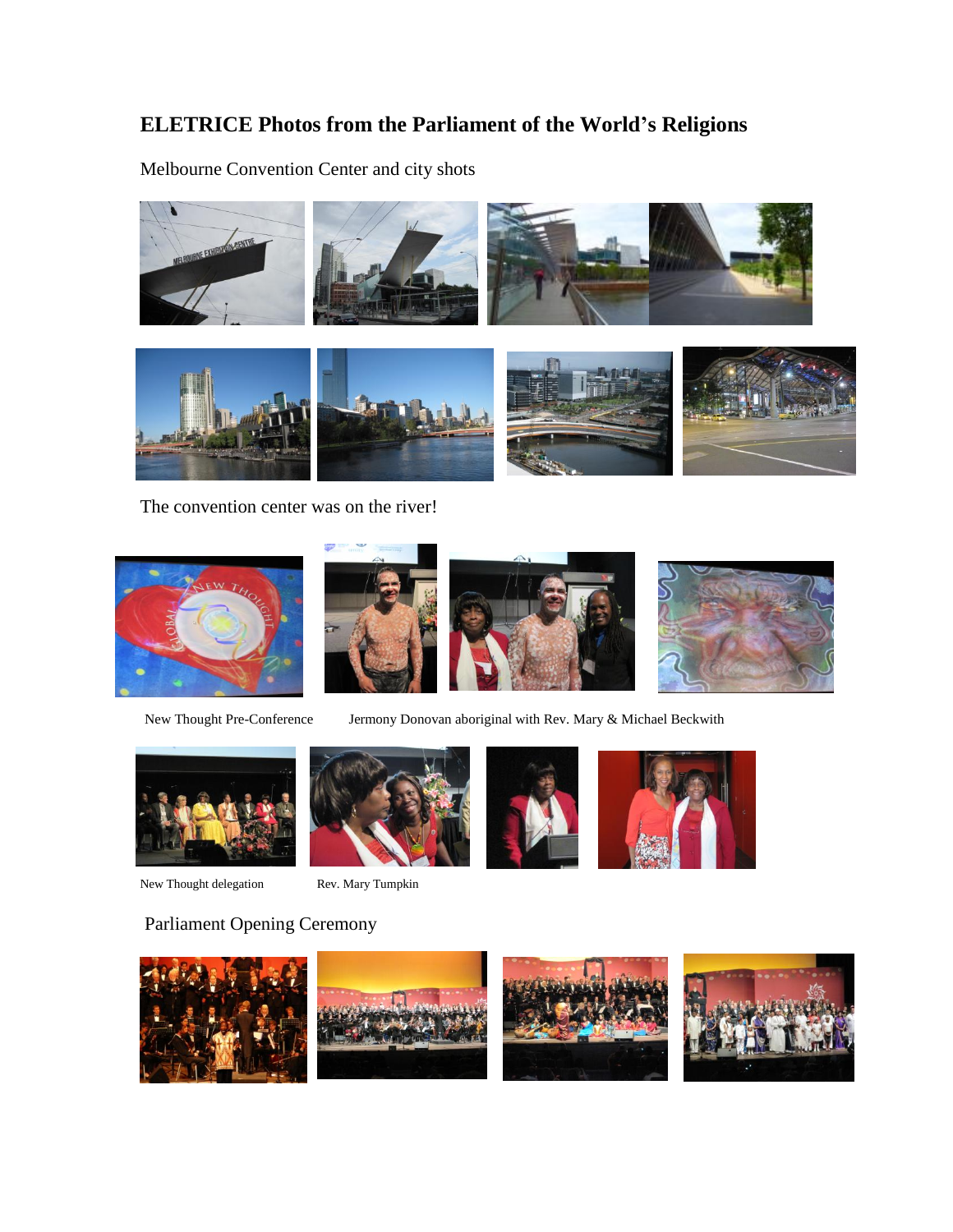# ELETRICE Photos from the Parliament of the World's Religions

Melbourne Convention Center and city shots

The convention center was on the river!

New Thought Pre-Conference

Jermony Donovan aboriginal with Rev. Mary & Michael Beckwith

New Thought delegation

Rev. Mary Tumpkin

Parliament Opening Ceremony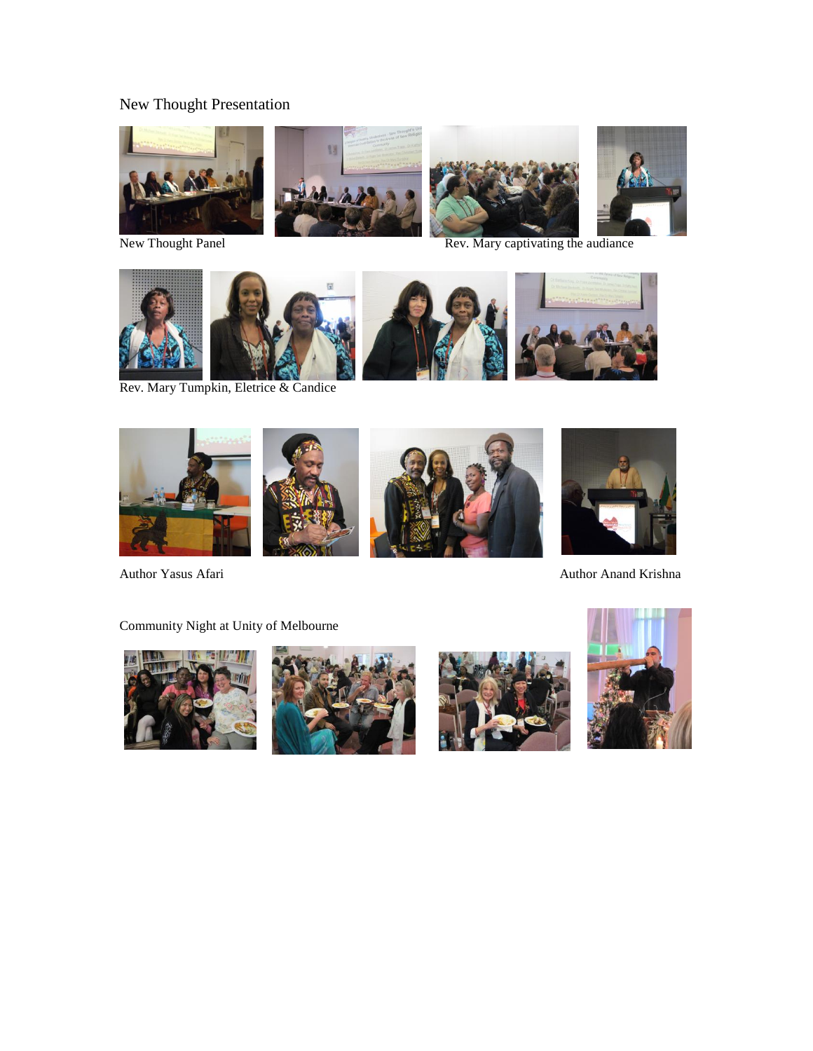New Thought Presentation

New Thought Panel

Rev. Mary captivating the audiance

Rev. Mary Tumpkin, Eletrice & Candice

Author Yasus Afari

Author Anand Krishna

Community Night at Unity of Melbourne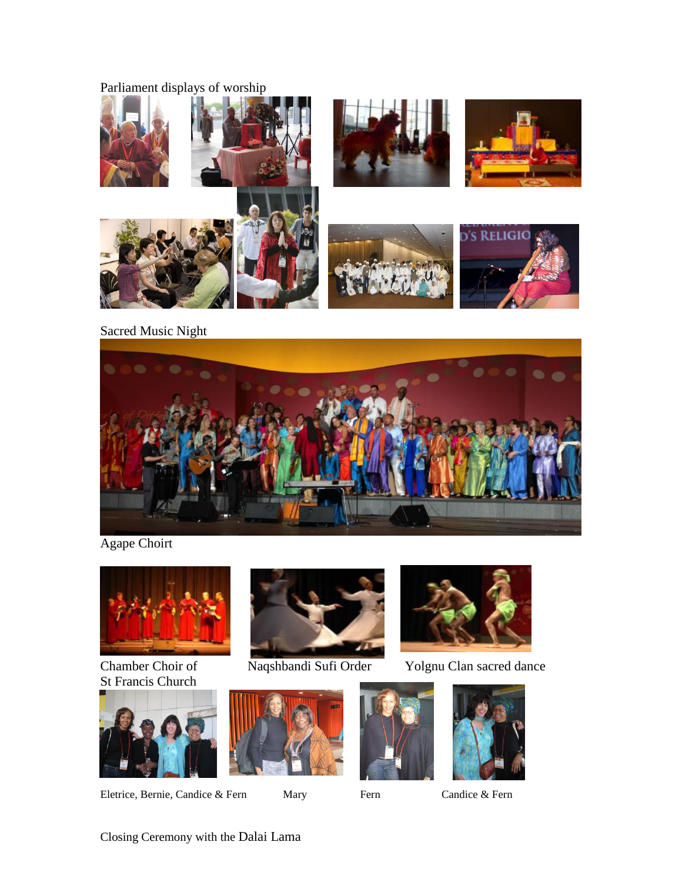Parliament displays of worship

Sacred Music Night

Agape Choirt

Chamber Choir of St Francis Church

Naqshbandi Sufi Order

Yolgnu Clan sacred dance

Eletrice, Bernie, Candice & Fern

Mary

Fern

Candice & Fern

Closing Ceremony with the Dalai Lama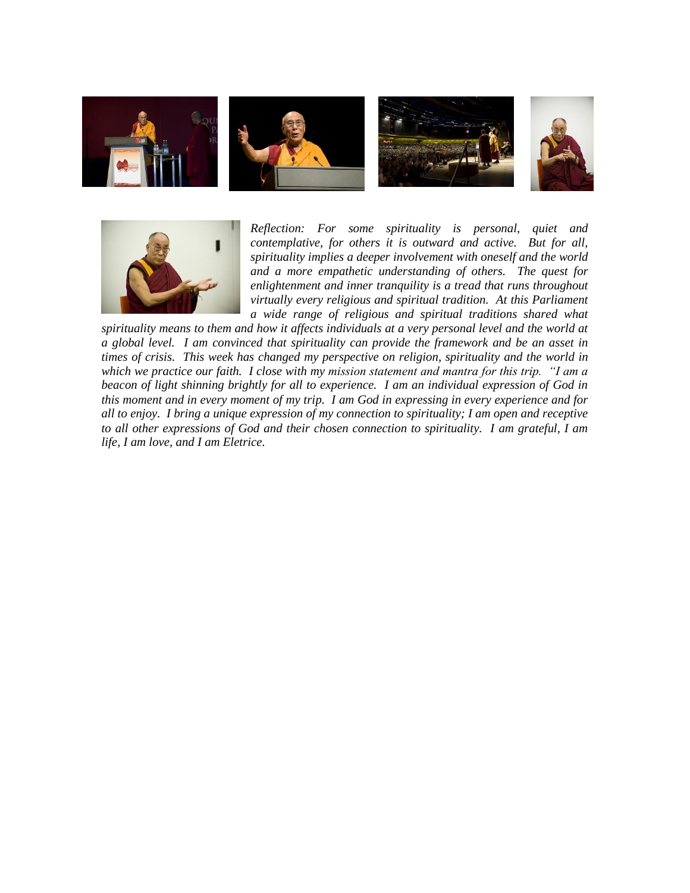*Reflection: For some spirituality is personal, quiet and contemplative, for others it is outward and active. But for all, spirituality implies a deeper involvement with oneself and the world and a more empathetic understanding of others. The quest for enlightenment and inner tranquility is a tread that runs throughout virtually every religious and spiritual tradition. At this Parliament a wide range of religious and spiritual traditions shared what spirituality means to them and how it affects individuals at a very personal level and the world at a global level. I am convinced that spirituality can provide the framework and be an asset in times of crisis. This week has changed my perspective on religion, spirituality and the world in which we practice our faith. I close with my mission statement and mantra for this trip. "I am a beacon of light shinning brightly for all to experience. I am an individual expression of God in this moment and in every moment of my trip. I am God in expressing in every experience and for all to enjoy. I bring a unique expression of my connection to spirituality; I am open and receptive to all other expressions of God and their chosen connection to spirituality. I am grateful, I am life, I am love, and I am Eletrice.*